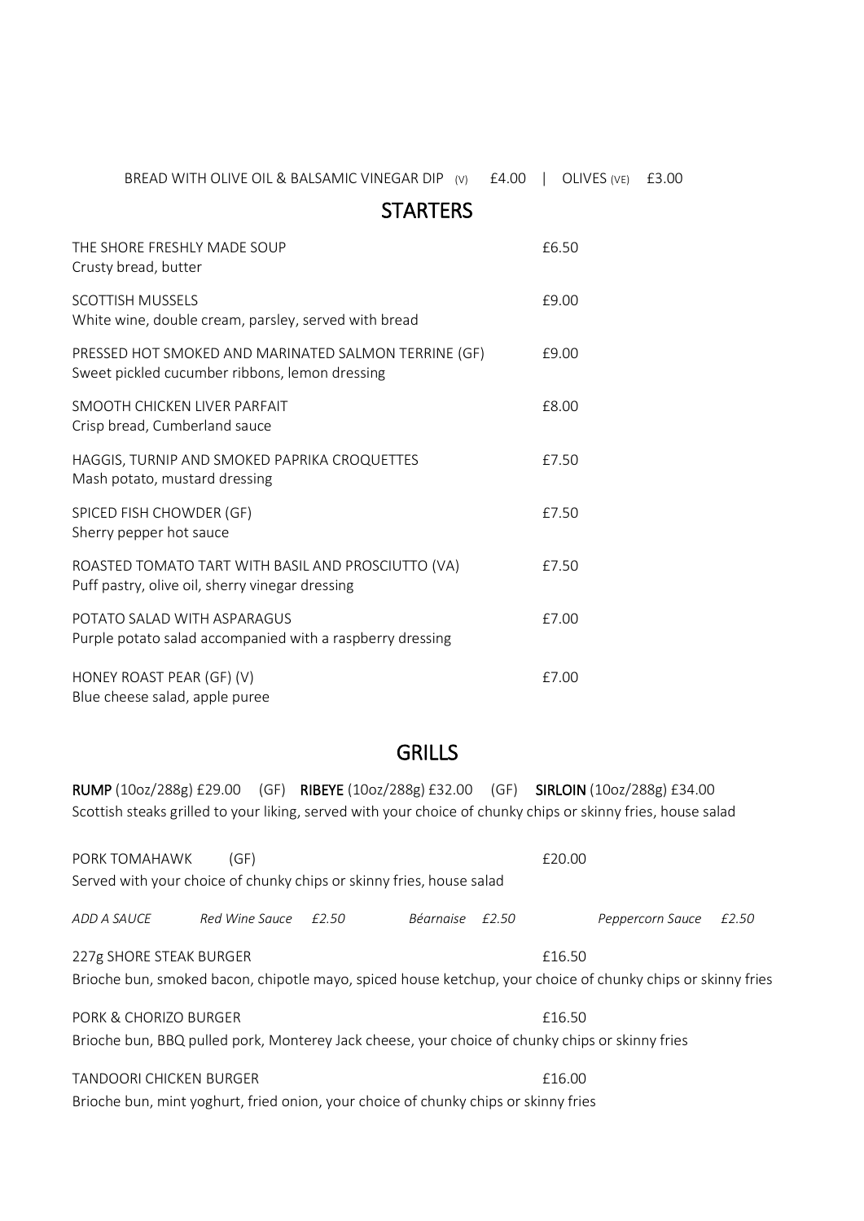BREAD WITH OLIVE OIL & BALSAMIC VINEGAR DIP (V) £4.00 | OLIVES (VE) £3.00

## STARTERS

THE SHORE FRESHLY MADE SOUP £6.50
Crusty bread, butter

SCOTTISH MUSSELS £9.00
White wine, double cream, parsley, served with bread

PRESSED HOT SMOKED AND MARINATED SALMON TERRINE (GF) £9.00
Sweet pickled cucumber ribbons, lemon dressing

SMOOTH CHICKEN LIVER PARFAIT £8.00
Crisp bread, Cumberland sauce

HAGGIS, TURNIP AND SMOKED PAPRIKA CROQUETTES £7.50
Mash potato, mustard dressing

SPICED FISH CHOWDER (GF) £7.50
Sherry pepper hot sauce

ROASTED TOMATO TART WITH BASIL AND PROSCIUTTO (VA) £7.50
Puff pastry, olive oil, sherry vinegar dressing

POTATO SALAD WITH ASPARAGUS £7.00
Purple potato salad accompanied with a raspberry dressing

HONEY ROAST PEAR (GF) (V) £7.00
Blue cheese salad, apple puree

## GRILLS

**RUMP** (10oz/288g) £29.00 (GF) **RIBEYE** (10oz/288g) £32.00 (GF) **SIRLOIN** (10oz/288g) £34.00
Scottish steaks grilled to your liking, served with your choice of chunky chips or skinny fries, house salad

PORK TOMAHAWK (GF) £20.00
Served with your choice of chunky chips or skinny fries, house salad

*ADD A SAUCE Red Wine Sauce £2.50 Béarnaise £2.50 Peppercorn Sauce £2.50*

227g SHORE STEAK BURGER £16.50
Brioche bun, smoked bacon, chipotle mayo, spiced house ketchup, your choice of chunky chips or skinny fries

PORK & CHORIZO BURGER £16.50
Brioche bun, BBQ pulled pork, Monterey Jack cheese, your choice of chunky chips or skinny fries

TANDOORI CHICKEN BURGER £16.00
Brioche bun, mint yoghurt, fried onion, your choice of chunky chips or skinny fries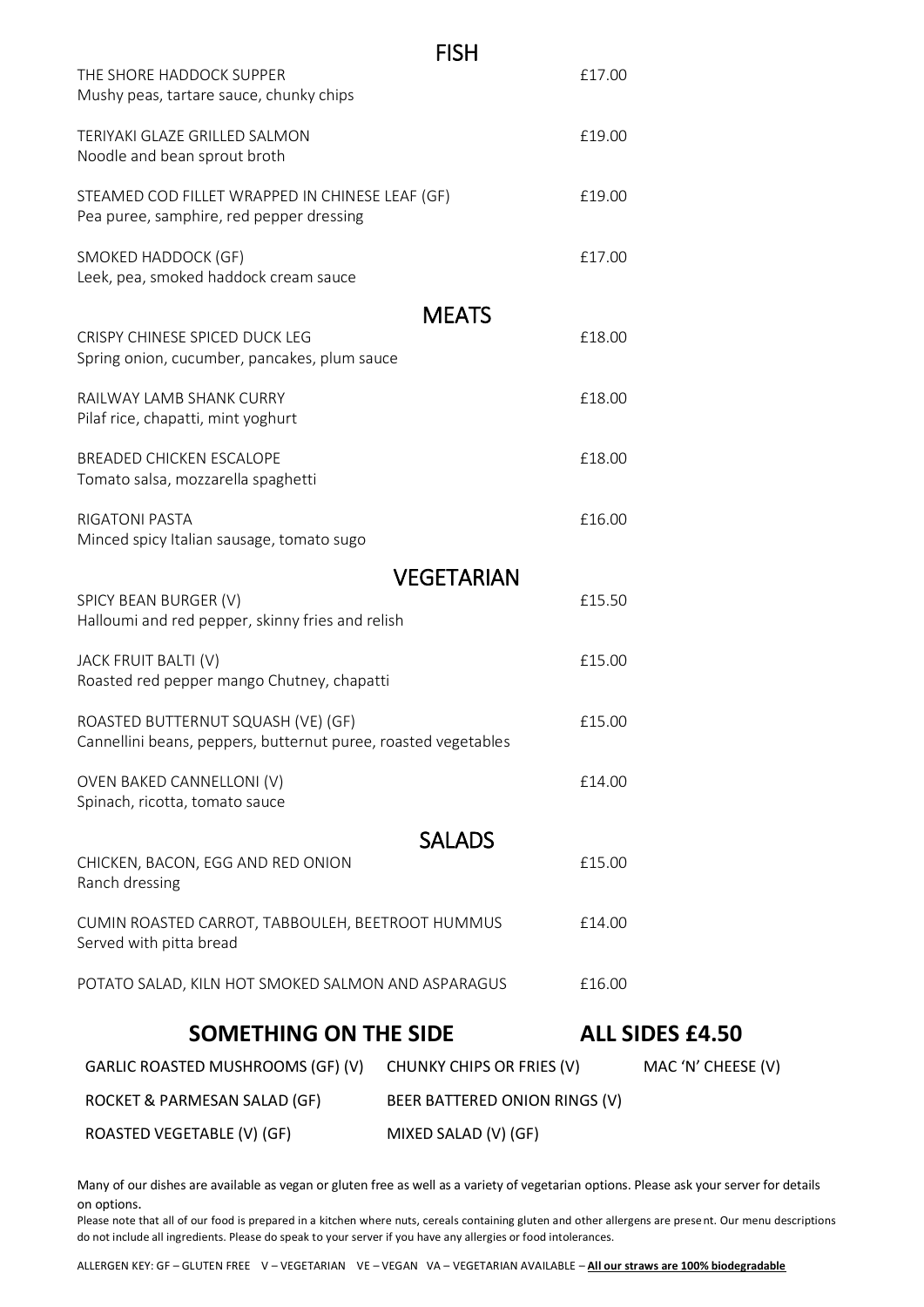## FISH

**THE SHORE HADDOCK SUPPER** £17.00
Mushy peas, tartare sauce, chunky chips

**TERIYAKI GLAZE GRILLED SALMON** £19.00
Noodle and bean sprout broth

**STEAMED COD FILLET WRAPPED IN CHINESE LEAF (GF)** £19.00
Pea puree, samphire, red pepper dressing

**SMOKED HADDOCK (GF)** £17.00
Leek, pea, smoked haddock cream sauce

## MEATS

**CRISPY CHINESE SPICED DUCK LEG** £18.00
Spring onion, cucumber, pancakes, plum sauce

**RAILWAY LAMB SHANK CURRY** £18.00
Pilaf rice, chapatti, mint yoghurt

**BREADED CHICKEN ESCALOPE** £18.00
Tomato salsa, mozzarella spaghetti

**RIGATONI PASTA** £16.00
Minced spicy Italian sausage, tomato sugo

## VEGETARIAN

**SPICY BEAN BURGER (V)** £15.50
Halloumi and red pepper, skinny fries and relish

**JACK FRUIT BALTI (V)** £15.00
Roasted red pepper mango Chutney, chapatti

**ROASTED BUTTERNUT SQUASH (VE) (GF)** £15.00
Cannellini beans, peppers, butternut puree, roasted vegetables

**OVEN BAKED CANNELLONI (V)** £14.00
Spinach, ricotta, tomato sauce

## SALADS

**CHICKEN, BACON, EGG AND RED ONION** £15.00
Ranch dressing

**CUMIN ROASTED CARROT, TABBOULEH, BEETROOT HUMMUS** £14.00
Served with pitta bread

**POTATO SALAD, KILN HOT SMOKED SALMON AND ASPARAGUS** £16.00

## SOMETHING ON THE SIDE — ALL SIDES £4.50

| | | |
|---|---|---|
| GARLIC ROASTED MUSHROOMS (GF) (V) | CHUNKY CHIPS OR FRIES (V) | MAC 'N' CHEESE (V) |
| ROCKET & PARMESAN SALAD (GF) | BEER BATTERED ONION RINGS (V) | |
| ROASTED VEGETABLE (V) (GF) | MIXED SALAD (V) (GF) | |

Many of our dishes are available as vegan or gluten free as well as a variety of vegetarian options. Please ask your server for details on options.

Please note that all of our food is prepared in a kitchen where nuts, cereals containing gluten and other allergens are present. Our menu descriptions do not include all ingredients. Please do speak to your server if you have any allergies or food intolerances.

ALLERGEN KEY: GF – GLUTEN FREE V – VEGETARIAN VE – VEGAN VA – VEGETARIAN AVAILABLE – **All our straws are 100% biodegradable**